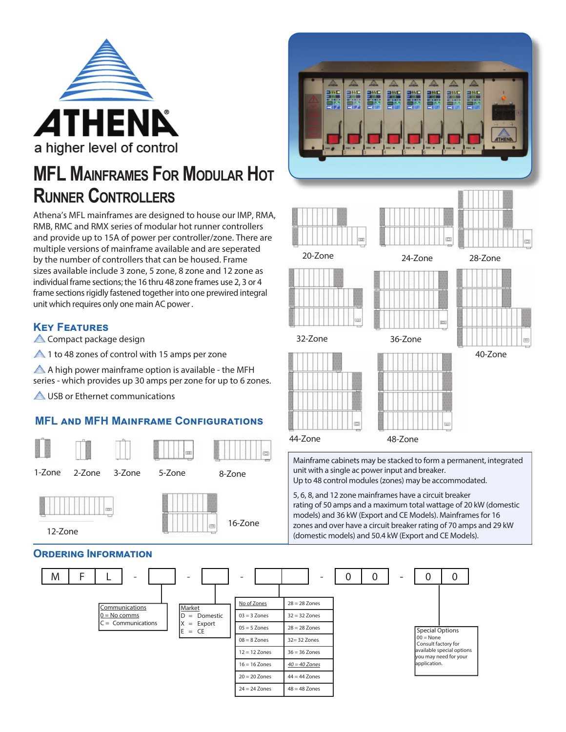ATHENA

a higher level of control

# MFL Mainframes For Modular Hot Runner Controllers

Athena's MFL mainframes are designed to house our IMP, RMA, RMB, RMC and RMX series of modular hot runner controllers and provide up to 15A of power per controller/zone. There are multiple versions of mainframe available and are seperated by the number of controllers that can be housed. Frame sizes available include 3 zone, 5 zone, 8 zone and 12 zone as individual frame sections; the 16 thru 48 zone frames use 2, 3 or 4 frame sections rigidly fastened together into one prewired integral unit which requires only one main AC power .

## Key Features

- Compact package design
- 1 to 48 zones of control with 15 amps per zone
- A high power mainframe option is available - the MFH series - which provides up 30 amps per zone for up to 6 zones.
- USB or Ethernet communications

## MFL and MFH Mainframe Configurations

1-Zone, 2-Zone, 3-Zone, 5-Zone, 8-Zone, 12-Zone, 16-Zone, 20-Zone, 24-Zone, 28-Zone, 32-Zone, 36-Zone, 40-Zone, 44-Zone, 48-Zone

Mainframe cabinets may be stacked to form a permanent, integrated unit with a single ac power input and breaker.
Up to 48 control modules (zones) may be accommodated.

5, 6, 8, and 12 zone mainframes have a circuit breaker rating of 50 amps and a maximum total wattage of 20 kW (domestic models) and 36 kW (Export and CE Models). Mainframes for 16 zones and over have a circuit breaker rating of 70 amps and 29 kW (domestic models) and 50.4 kW (Export and CE Models).

## Ordering Information

M F L - [ ] - [ ] - [ ][ ] - 0 0 - 0 0

**Communications**
0 = No comms
C = Communications

**Market**
D = Domestic
X = Export
E = CE

| No of Zones | 28 = 28 Zones |
|---|---|
| 03 = 3 Zones | 32 = 32 Zones |
| 05 = 5 Zones | 28 = 28 Zones |
| 08 = 8 Zones | 32= 32 Zones |
| 12 = 12 Zones | 36 = 36 Zones |
| 16 = 16 Zones | 40 = 40 Zones |
| 20 = 20 Zones | 44 = 44 Zones |
| 24 = 24 Zones | 48 = 48 Zones |

**Special Options**
00 = None
Consult factory for available special options you may need for your application.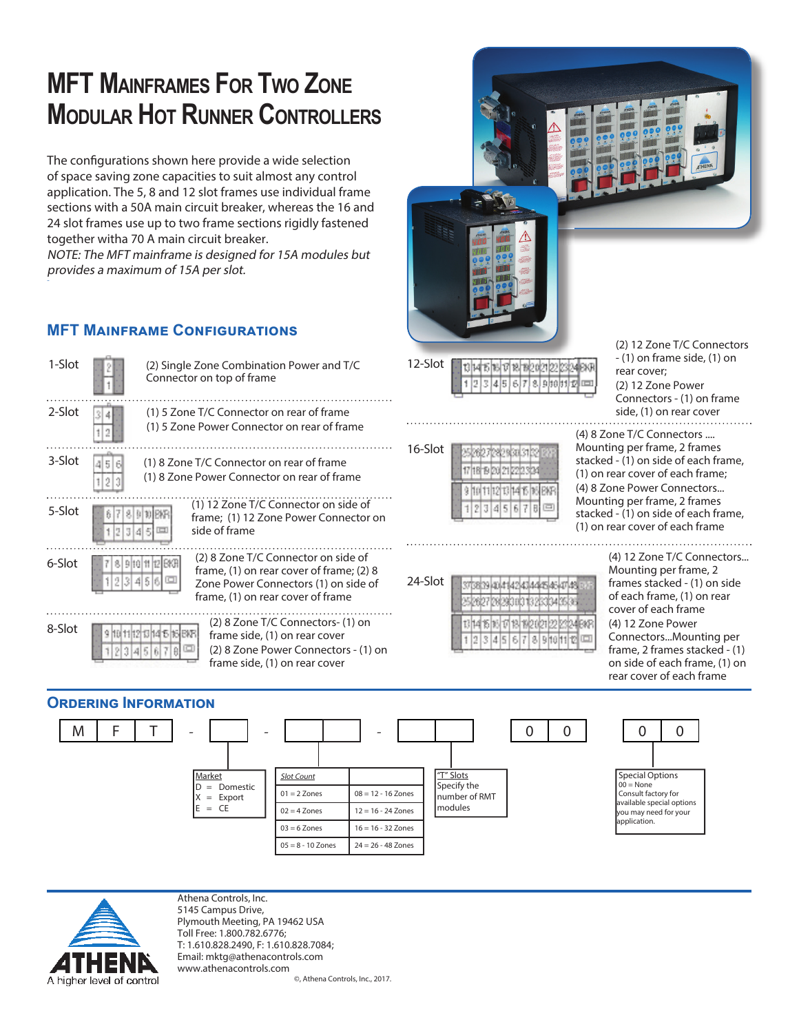# MFT Mainframes For Two Zone Modular Hot Runner Controllers

The configurations shown here provide a wide selection of space saving zone capacities to suit almost any control application. The 5, 8 and 12 slot frames use individual frame sections with a 50A main circuit breaker, whereas the 16 and 24 slot frames use up to two frame sections rigidly fastened together witha 70 A main circuit breaker.

*NOTE: The MFT mainframe is designed for 15A modules but provides a maximum of 15A per slot.*

## MFT Mainframe Configurations

**1-Slot**
(2) Single Zone Combination Power and T/C Connector on top of frame

**2-Slot**
(1) 5 Zone T/C Connector on rear of frame
(1) 5 Zone Power Connector on rear of frame

**3-Slot**
(1) 8 Zone T/C Connector on rear of frame
(1) 8 Zone Power Connector on rear of frame

**5-Slot**
(1) 12 Zone T/C Connector on side of frame; (1) 12 Zone Power Connector on side of frame

**6-Slot**
(2) 8 Zone T/C Connector on side of frame, (1) on rear cover of frame; (2) 8 Zone Power Connectors (1) on side of frame, (1) on rear cover of frame

**8-Slot**
(2) 8 Zone T/C Connectors- (1) on frame side, (1) on rear cover
(2) 8 Zone Power Connectors - (1) on frame side, (1) on rear cover

**12-Slot**
(2) 12 Zone T/C Connectors - (1) on frame side, (1) on rear cover;
(2) 12 Zone Power Connectors - (1) on frame side, (1) on rear cover

**16-Slot**
(4) 8 Zone T/C Connectors .... Mounting per frame, 2 frames stacked - (1) on side of each frame, (1) on rear cover of each frame;
(4) 8 Zone Power Connectors... Mounting per frame, 2 frames stacked - (1) on side of each frame, (1) on rear cover of each frame

**24-Slot**
(4) 12 Zone T/C Connectors... Mounting per frame, 2 frames stacked - (1) on side of each frame, (1) on rear cover of each frame
(4) 12 Zone Power Connectors...Mounting per frame, 2 frames stacked - (1) on side of each frame, (1) on rear cover of each frame

## Ordering Information

M F T - [ ][ ] - [ ][ ] - [ ][ ] 0 0 0 0

**Market**
D = Domestic
X = Export
E = CE

| Slot Count | |
|---|---|
| 01 = 2 Zones | 08 = 12 - 16 Zones |
| 02 = 4 Zones | 12 = 16 - 24 Zones |
| 03 = 6 Zones | 16 = 16 - 32 Zones |
| 05 = 8 - 10 Zones | 24 = 26 - 48 Zones |

**"T" Slots**
Specify the number of RMT modules

**Special Options**
00 = None
Consult factory for available special options you may need for your application.

Athena Controls, Inc.
5145 Campus Drive,
Plymouth Meeting, PA 19462 USA
Toll Free: 1.800.782.6776;
T: 1.610.828.2490, F: 1.610.828.7084;
Email: mktg@athenacontrols.com
www.athenacontrols.com

ATHENA
A higher level of control

©, Athena Controls, Inc., 2017.